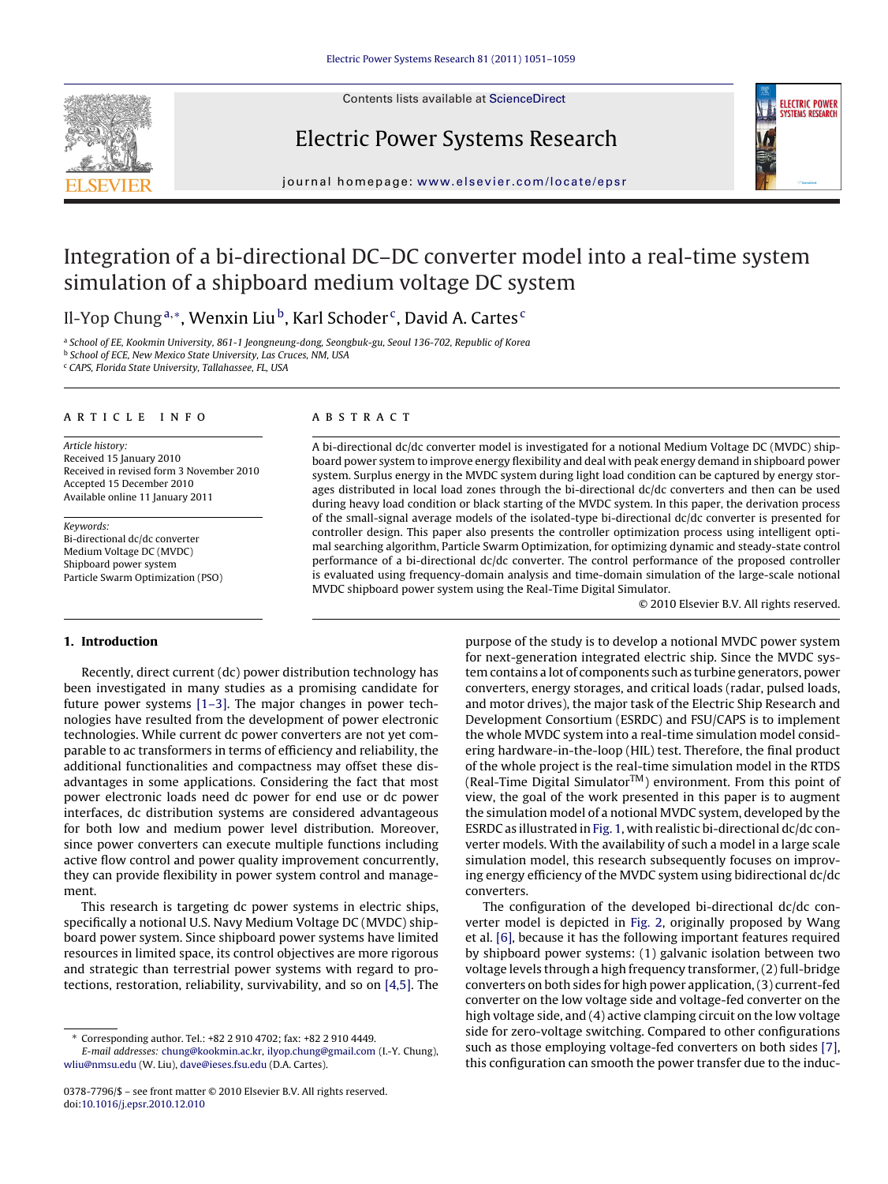# Integration of a bi-directional DC–DC converter model into a real-time system simulation of a shipboard medium voltage DC system

Il-Yop Chung[a,*], Wenxin Liu[b], Karl Schoder[c], David A. Cartes[c]

[a] School of EE, Kookmin University, 861-1 Jeongneung-dong, Seongbuk-gu, Seoul 136-702, Republic of Korea
[b] School of ECE, New Mexico State University, Las Cruces, NM, USA
[c] CAPS, Florida State University, Tallahassee, FL, USA

## ARTICLE INFO

*Article history:*
Received 15 January 2010
Received in revised form 3 November 2010
Accepted 15 December 2010
Available online 11 January 2011

*Keywords:*
Bi-directional dc/dc converter
Medium Voltage DC (MVDC)
Shipboard power system
Particle Swarm Optimization (PSO)

## ABSTRACT

A bi-directional dc/dc converter model is investigated for a notional Medium Voltage DC (MVDC) shipboard power system to improve energy flexibility and deal with peak energy demand in shipboard power system. Surplus energy in the MVDC system during light load condition can be captured by energy storages distributed in local load zones through the bi-directional dc/dc converters and then can be used during heavy load condition or black starting of the MVDC system. In this paper, the derivation process of the small-signal average models of the isolated-type bi-directional dc/dc converter is presented for controller design. This paper also presents the controller optimization process using intelligent optimal searching algorithm, Particle Swarm Optimization, for optimizing dynamic and steady-state control performance of a bi-directional dc/dc converter. The control performance of the proposed controller is evaluated using frequency-domain analysis and time-domain simulation of the large-scale notional MVDC shipboard power system using the Real-Time Digital Simulator.

© 2010 Elsevier B.V. All rights reserved.

## 1. Introduction

Recently, direct current (dc) power distribution technology has been investigated in many studies as a promising candidate for future power systems [1–3]. The major changes in power technologies have resulted from the development of power electronic technologies. While current dc power converters are not yet comparable to ac transformers in terms of efficiency and reliability, the additional functionalities and compactness may offset these disadvantages in some applications. Considering the fact that most power electronic loads need dc power for end use or dc power interfaces, dc distribution systems are considered advantageous for both low and medium power level distribution. Moreover, since power converters can execute multiple functions including active flow control and power quality improvement concurrently, they can provide flexibility in power system control and management.

This research is targeting dc power systems in electric ships, specifically a notional U.S. Navy Medium Voltage DC (MVDC) shipboard power system. Since shipboard power systems have limited resources in limited space, its control objectives are more rigorous and strategic than terrestrial power systems with regard to protections, restoration, reliability, survivability, and so on [4,5]. The purpose of the study is to develop a notional MVDC power system for next-generation integrated electric ship. Since the MVDC system contains a lot of components such as turbine generators, power converters, energy storages, and critical loads (radar, pulsed loads, and motor drives), the major task of the Electric Ship Research and Development Consortium (ESRDC) and FSU/CAPS is to implement the whole MVDC system into a real-time simulation model considering hardware-in-the-loop (HIL) test. Therefore, the final product of the whole project is the real-time simulation model in the RTDS (Real-Time Digital Simulator$^{TM}$) environment. From this point of view, the goal of the work presented in this paper is to augment the simulation model of a notional MVDC system, developed by the ESRDC as illustrated in Fig. 1, with realistic bi-directional dc/dc converter models. With the availability of such a model in a large scale simulation model, this research subsequently focuses on improving energy efficiency of the MVDC system using bidirectional dc/dc converters.

The configuration of the developed bi-directional dc/dc converter model is depicted in Fig. 2, originally proposed by Wang et al. [6], because it has the following important features required by shipboard power systems: (1) galvanic isolation between two voltage levels through a high frequency transformer, (2) full-bridge converters on both sides for high power application, (3) current-fed converter on the low voltage side and voltage-fed converter on the high voltage side, and (4) active clamping circuit on the low voltage side for zero-voltage switching. Compared to other configurations such as those employing voltage-fed converters on both sides [7], this configuration can smooth the power transfer due to the induc-

---

* Corresponding author. Tel.: +82 2 910 4702; fax: +82 2 910 4449.
*E-mail addresses:* chung@kookmin.ac.kr, ilyop.chung@gmail.com (I.-Y. Chung), wliu@nmsu.edu (W. Liu), dave@ieses.fsu.edu (D.A. Cartes).

0378-7796/$ – see front matter © 2010 Elsevier B.V. All rights reserved.
doi:10.1016/j.epsr.2010.12.010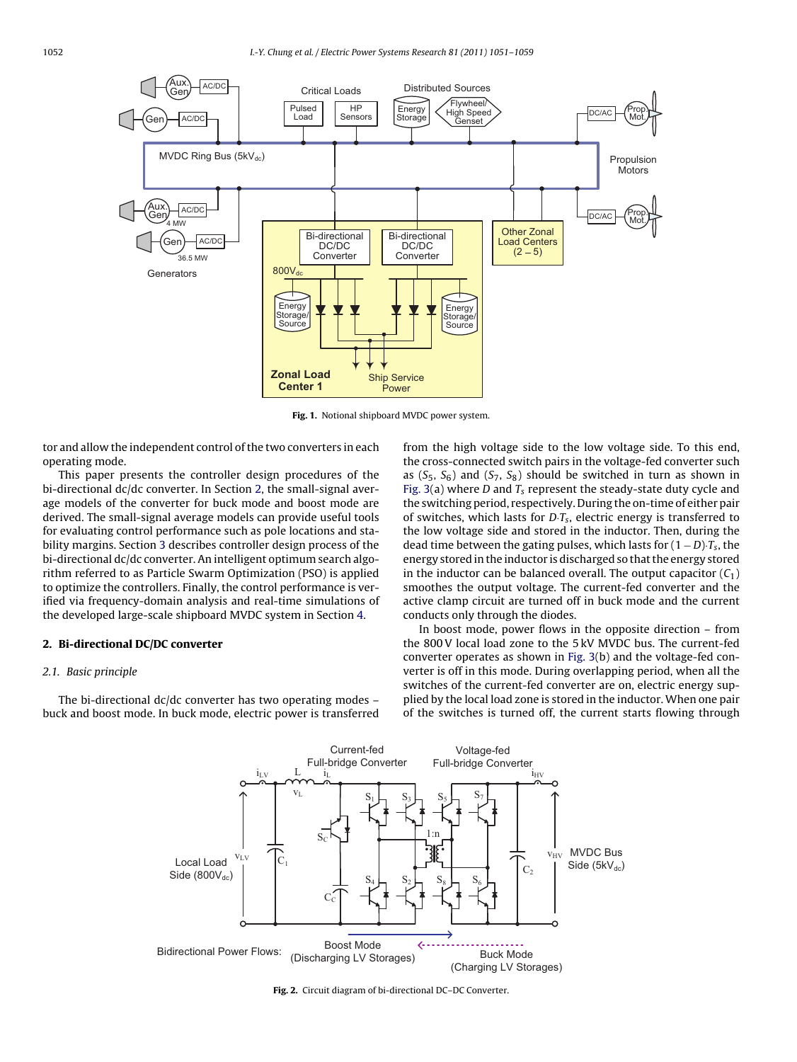Fig. 1. Notional shipboard MVDC power system.

tor and allow the independent control of the two converters in each operating mode.

This paper presents the controller design procedures of the bi-directional dc/dc converter. In Section 2, the small-signal average models of the converter for buck mode and boost mode are derived. The small-signal average models can provide useful tools for evaluating control performance such as pole locations and stability margins. Section 3 describes controller design process of the bi-directional dc/dc converter. An intelligent optimum search algorithm referred to as Particle Swarm Optimization (PSO) is applied to optimize the controllers. Finally, the control performance is verified via frequency-domain analysis and real-time simulations of the developed large-scale shipboard MVDC system in Section 4.

## 2. Bi-directional DC/DC converter

### 2.1. Basic principle

The bi-directional dc/dc converter has two operating modes – buck and boost mode. In buck mode, electric power is transferred from the high voltage side to the low voltage side. To this end, the cross-connected switch pairs in the voltage-fed converter such as ($S_5$, $S_6$) and ($S_7$, $S_8$) should be switched in turn as shown in Fig. 3(a) where $D$ and $T_s$ represent the steady-state duty cycle and the switching period, respectively. During the on-time of either pair of switches, which lasts for $D{\cdot}T_s$, electric energy is transferred to the low voltage side and stored in the inductor. Then, during the dead time between the gating pulses, which lasts for $(1-D){\cdot}T_s$, the energy stored in the inductor is discharged so that the energy stored in the inductor can be balanced overall. The output capacitor ($C_1$) smoothes the output voltage. The current-fed converter and the active clamp circuit are turned off in buck mode and the current conducts only through the diodes.

In boost mode, power flows in the opposite direction – from the 800 V local load zone to the 5 kV MVDC bus. The current-fed converter operates as shown in Fig. 3(b) and the voltage-fed converter is off in this mode. During overlapping period, when all the switches of the current-fed converter are on, electric energy supplied by the local load zone is stored in the inductor. When one pair of the switches is turned off, the current starts flowing through

Fig. 2. Circuit diagram of bi-directional DC–DC Converter.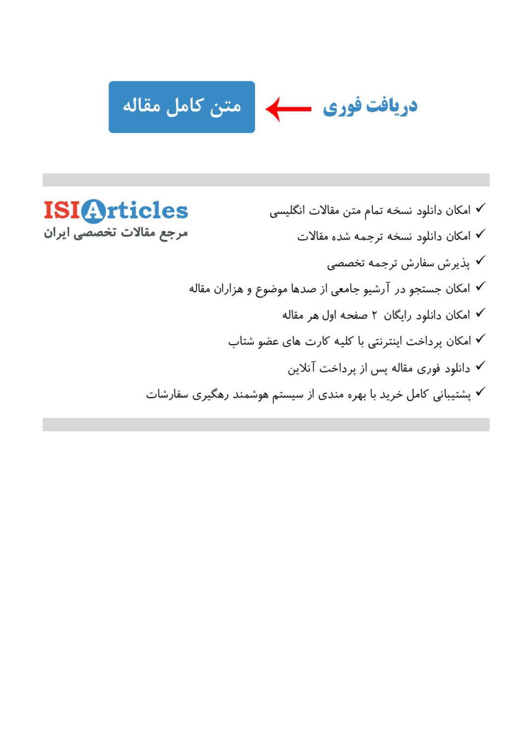دریافت فوری ← متن کامل مقاله

**ISIArticles**
مرجع مقالات تخصصی ایران

- ✓ امکان دانلود نسخه تمام متن مقالات انگلیسی
- ✓ امکان دانلود نسخه ترجمه شده مقالات
- ✓ پذیرش سفارش ترجمه تخصصی
- ✓ امکان جستجو در آرشیو جامعی از صدها موضوع و هزاران مقاله
- ✓ امکان دانلود رایگان ۲ صفحه اول هر مقاله
- ✓ امکان پرداخت اینترنتی با کلیه کارت های عضو شتاب
- ✓ دانلود فوری مقاله پس از پرداخت آنلاین
- ✓ پشتیبانی کامل خرید با بهره مندی از سیستم هوشمند رهگیری سفارشات